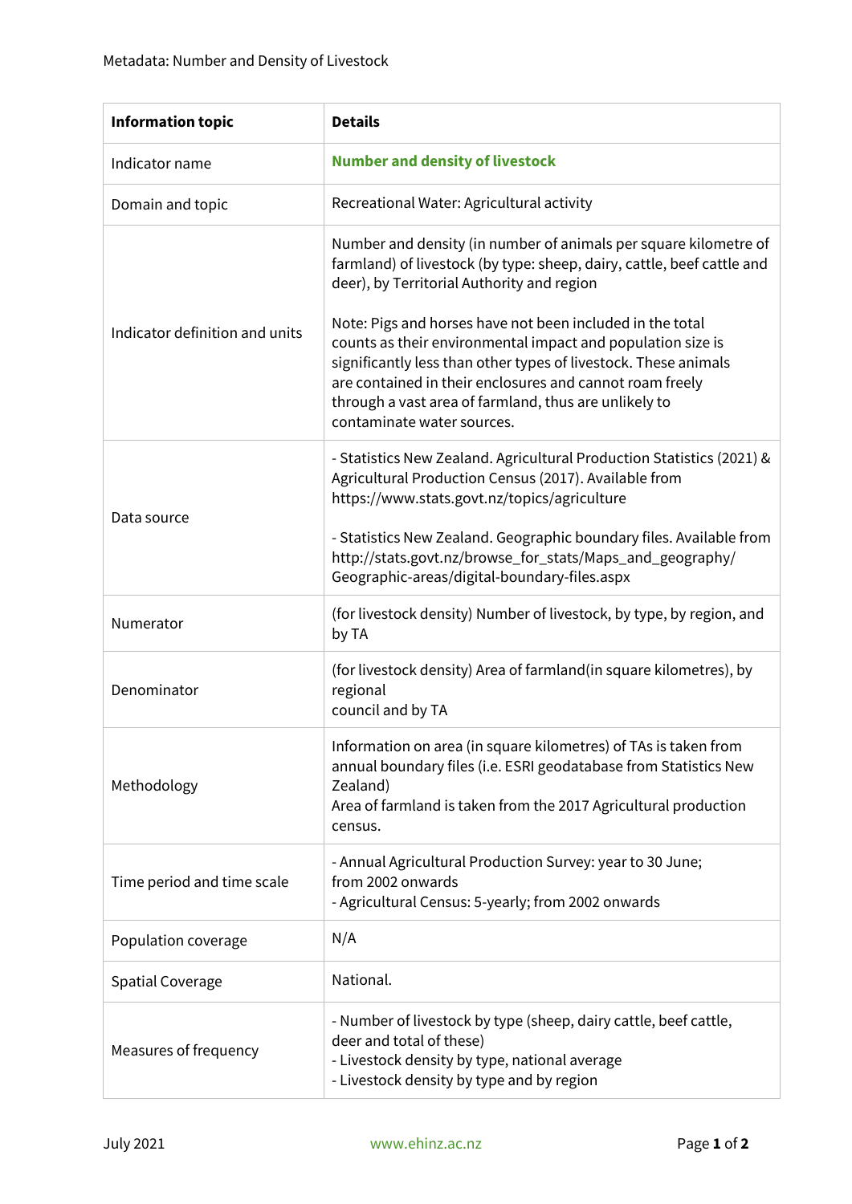Metadata: Number and Density of Livestock

| Information topic | Details |
| --- | --- |
| Indicator name | **Number and density of livestock** |
| Domain and topic | Recreational Water: Agricultural activity |
| Indicator definition and units | Number and density (in number of animals per square kilometre of farmland) of livestock (by type: sheep, dairy, cattle, beef cattle and deer), by Territorial Authority and region<br><br>Note: Pigs and horses have not been included in the total counts as their environmental impact and population size is significantly less than other types of livestock. These animals are contained in their enclosures and cannot roam freely through a vast area of farmland, thus are unlikely to contaminate water sources. |
| Data source | - Statistics New Zealand. Agricultural Production Statistics (2021) & Agricultural Production Census (2017). Available from https://www.stats.govt.nz/topics/agriculture<br><br>- Statistics New Zealand. Geographic boundary files. Available from http://stats.govt.nz/browse_for_stats/Maps_and_geography/Geographic-areas/digital-boundary-files.aspx |
| Numerator | (for livestock density) Number of livestock, by type, by region, and by TA |
| Denominator | (for livestock density) Area of farmland(in square kilometres), by regional council and by TA |
| Methodology | Information on area (in square kilometres) of TAs is taken from annual boundary files (i.e. ESRI geodatabase from Statistics New Zealand)<br>Area of farmland is taken from the 2017 Agricultural production census. |
| Time period and time scale | - Annual Agricultural Production Survey: year to 30 June; from 2002 onwards<br>- Agricultural Census: 5-yearly; from 2002 onwards |
| Population coverage | N/A |
| Spatial Coverage | National. |
| Measures of frequency | - Number of livestock by type (sheep, dairy cattle, beef cattle, deer and total of these)<br>- Livestock density by type, national average<br>- Livestock density by type and by region |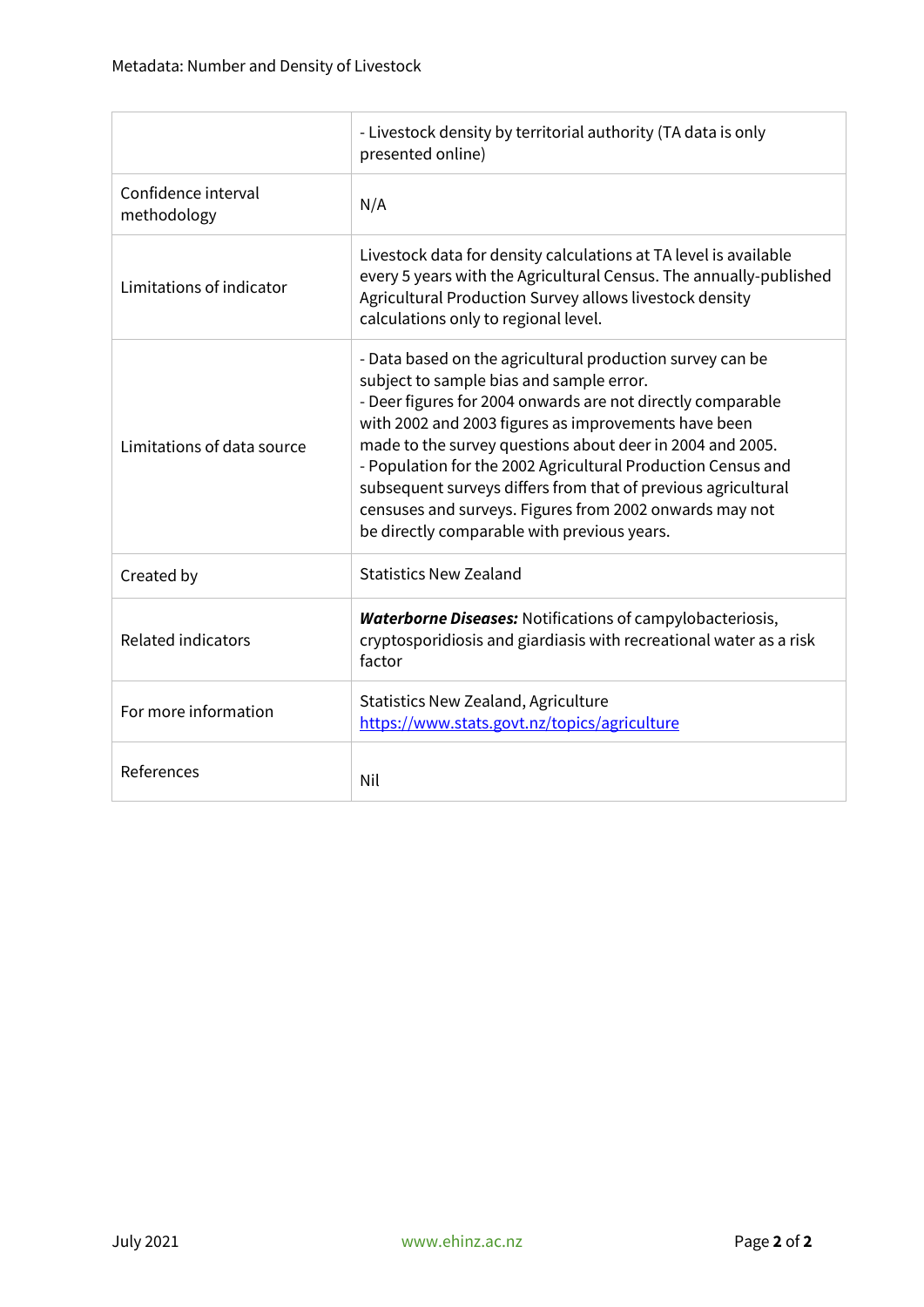| | |
|---|---|
| | - Livestock density by territorial authority (TA data is only presented online) |
| Confidence interval methodology | N/A |
| Limitations of indicator | Livestock data for density calculations at TA level is available every 5 years with the Agricultural Census. The annually-published Agricultural Production Survey allows livestock density calculations only to regional level. |
| Limitations of data source | - Data based on the agricultural production survey can be subject to sample bias and sample error.<br>- Deer figures for 2004 onwards are not directly comparable with 2002 and 2003 figures as improvements have been made to the survey questions about deer in 2004 and 2005.<br>- Population for the 2002 Agricultural Production Census and subsequent surveys differs from that of previous agricultural censuses and surveys. Figures from 2002 onwards may not be directly comparable with previous years. |
| Created by | Statistics New Zealand |
| Related indicators | ***Waterborne Diseases:*** Notifications of campylobacteriosis, cryptosporidiosis and giardiasis with recreational water as a risk factor |
| For more information | Statistics New Zealand, Agriculture<br>https://www.stats.govt.nz/topics/agriculture |
| References | Nil |